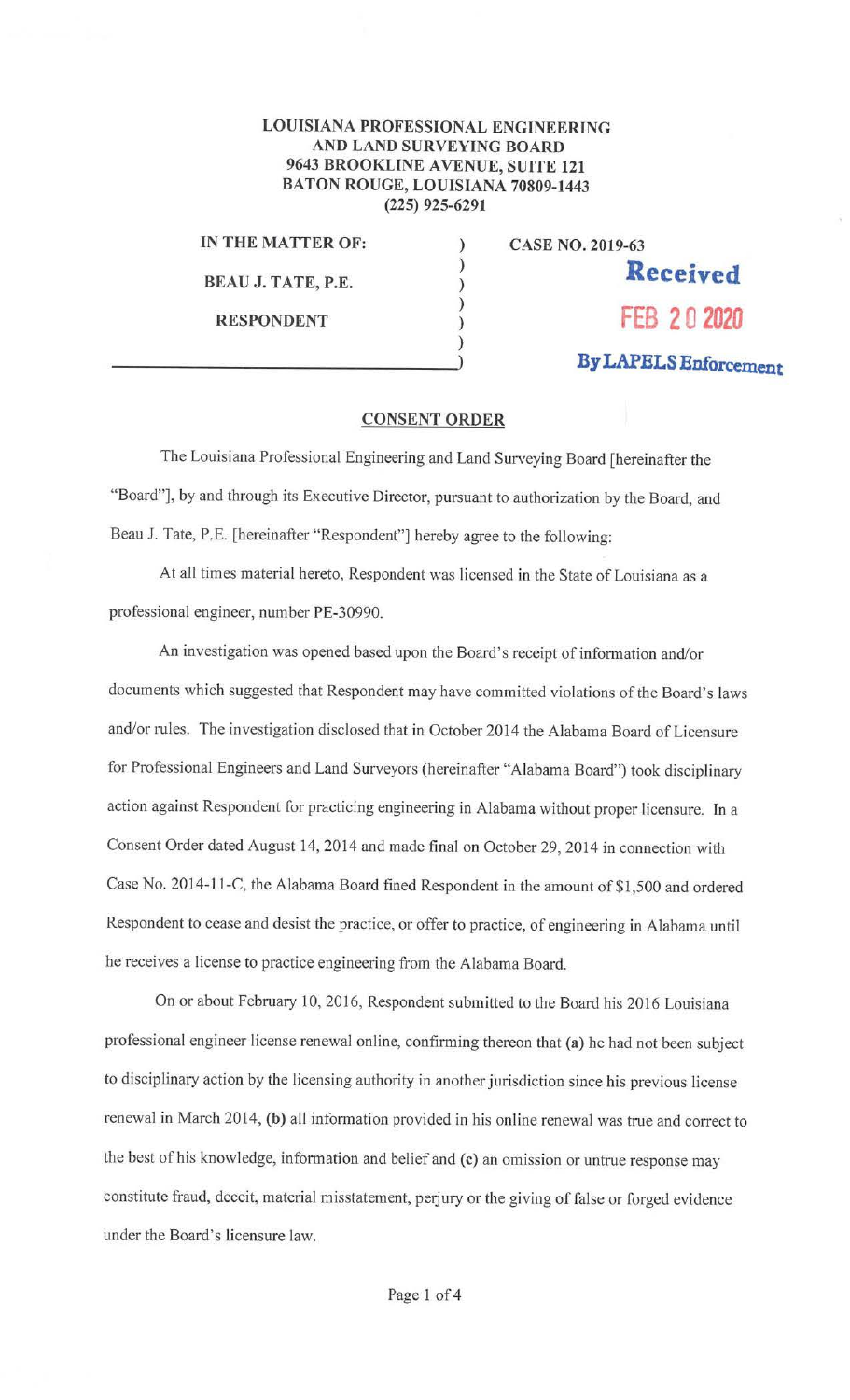**LOUISIANA PROFESSIONAL ENGINEERING AND LAND SURVEYING BOARD**
**9643 BROOKLINE AVENUE, SUITE 121**
**BATON ROUGE, LOUISIANA 70809-1443**
**(225) 925-6291**

| | | |
|---|---|---|
| **IN THE MATTER OF:** | ) | **CASE NO. 2019-63** |
| | ) | |
| **BEAU J. TATE, P.E.** | ) | **Received** |
| | ) | |
| **RESPONDENT** | ) | **FEB 20 2020** |
| | ) | |
| | ) | **By LAPELS Enforcement** |

## CONSENT ORDER

The Louisiana Professional Engineering and Land Surveying Board [hereinafter the "Board"], by and through its Executive Director, pursuant to authorization by the Board, and Beau J. Tate, P.E. [hereinafter "Respondent"] hereby agree to the following:

At all times material hereto, Respondent was licensed in the State of Louisiana as a professional engineer, number PE-30990.

An investigation was opened based upon the Board's receipt of information and/or documents which suggested that Respondent may have committed violations of the Board's laws and/or rules. The investigation disclosed that in October 2014 the Alabama Board of Licensure for Professional Engineers and Land Surveyors (hereinafter "Alabama Board") took disciplinary action against Respondent for practicing engineering in Alabama without proper licensure. In a Consent Order dated August 14, 2014 and made final on October 29, 2014 in connection with Case No. 2014-11-C, the Alabama Board fined Respondent in the amount of $1,500 and ordered Respondent to cease and desist the practice, or offer to practice, of engineering in Alabama until he receives a license to practice engineering from the Alabama Board.

On or about February 10, 2016, Respondent submitted to the Board his 2016 Louisiana professional engineer license renewal online, confirming thereon that **(a)** he had not been subject to disciplinary action by the licensing authority in another jurisdiction since his previous license renewal in March 2014, **(b)** all information provided in his online renewal was true and correct to the best of his knowledge, information and belief and **(c)** an omission or untrue response may constitute fraud, deceit, material misstatement, perjury or the giving of false or forged evidence under the Board's licensure law.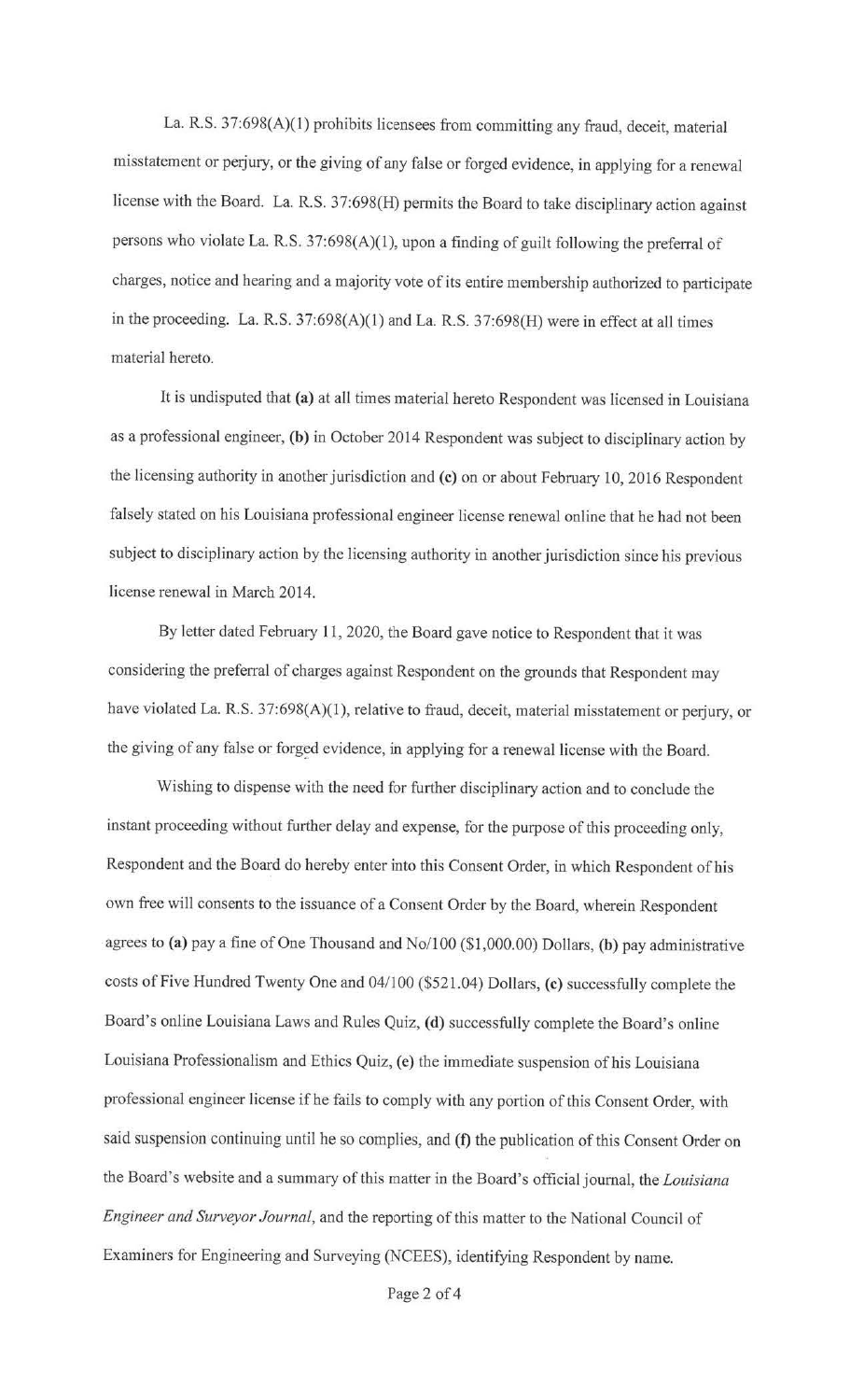La. R.S. 37:698(A)(1) prohibits licensees from committing any fraud, deceit, material misstatement or perjury, or the giving of any false or forged evidence, in applying for a renewal license with the Board. La. R.S. 37:698(H) permits the Board to take disciplinary action against persons who violate La. R.S. 37:698(A)(1), upon a finding of guilt following the preferral of charges, notice and hearing and a majority vote of its entire membership authorized to participate in the proceeding. La. R.S. 37:698(A)(1) and La. R.S. 37:698(H) were in effect at all times material hereto.

It is undisputed that **(a)** at all times material hereto Respondent was licensed in Louisiana as a professional engineer, **(b)** in October 2014 Respondent was subject to disciplinary action by the licensing authority in another jurisdiction and **(c)** on or about February 10, 2016 Respondent falsely stated on his Louisiana professional engineer license renewal online that he had not been subject to disciplinary action by the licensing authority in another jurisdiction since his previous license renewal in March 2014.

By letter dated February 11, 2020, the Board gave notice to Respondent that it was considering the preferral of charges against Respondent on the grounds that Respondent may have violated La. R.S. 37:698(A)(1), relative to fraud, deceit, material misstatement or perjury, or the giving of any false or forged evidence, in applying for a renewal license with the Board.

Wishing to dispense with the need for further disciplinary action and to conclude the instant proceeding without further delay and expense, for the purpose of this proceeding only, Respondent and the Board do hereby enter into this Consent Order, in which Respondent of his own free will consents to the issuance of a Consent Order by the Board, wherein Respondent agrees to **(a)** pay a fine of One Thousand and No/100 ($1,000.00) Dollars, **(b)** pay administrative costs of Five Hundred Twenty One and 04/100 ($521.04) Dollars, **(c)** successfully complete the Board's online Louisiana Laws and Rules Quiz, **(d)** successfully complete the Board's online Louisiana Professionalism and Ethics Quiz, **(e)** the immediate suspension of his Louisiana professional engineer license if he fails to comply with any portion of this Consent Order, with said suspension continuing until he so complies, and **(f)** the publication of this Consent Order on the Board's website and a summary of this matter in the Board's official journal, the *Louisiana Engineer and Surveyor Journal*, and the reporting of this matter to the National Council of Examiners for Engineering and Surveying (NCEES), identifying Respondent by name.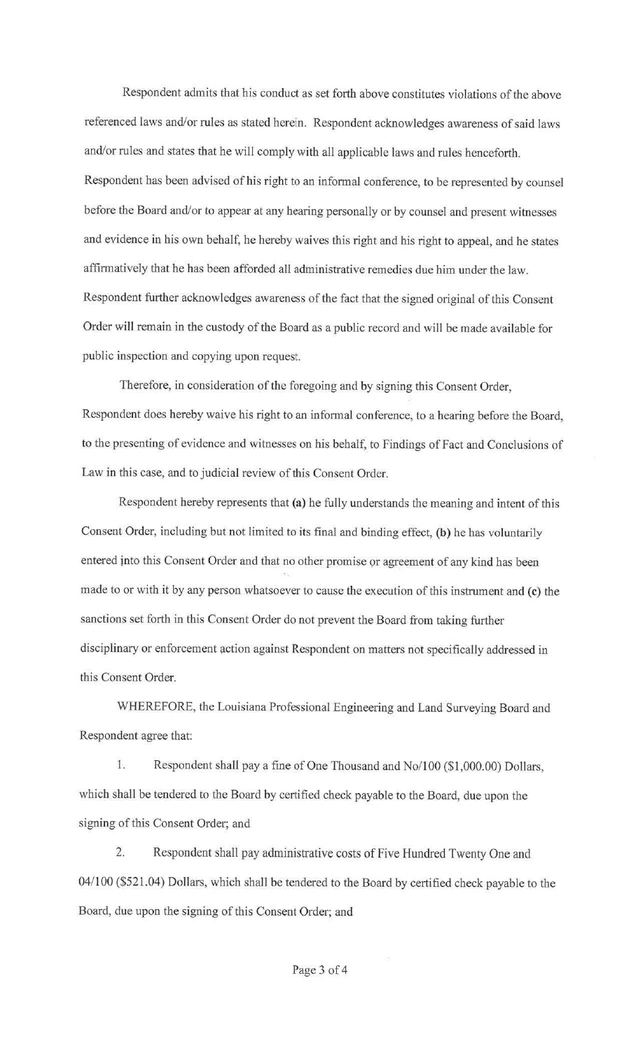Respondent admits that his conduct as set forth above constitutes violations of the above referenced laws and/or rules as stated herein. Respondent acknowledges awareness of said laws and/or rules and states that he will comply with all applicable laws and rules henceforth. Respondent has been advised of his right to an informal conference, to be represented by counsel before the Board and/or to appear at any hearing personally or by counsel and present witnesses and evidence in his own behalf, he hereby waives this right and his right to appeal, and he states affirmatively that he has been afforded all administrative remedies due him under the law. Respondent further acknowledges awareness of the fact that the signed original of this Consent Order will remain in the custody of the Board as a public record and will be made available for public inspection and copying upon request.

Therefore, in consideration of the foregoing and by signing this Consent Order, Respondent does hereby waive his right to an informal conference, to a hearing before the Board, to the presenting of evidence and witnesses on his behalf, to Findings of Fact and Conclusions of Law in this case, and to judicial review of this Consent Order.

Respondent hereby represents that **(a)** he fully understands the meaning and intent of this Consent Order, including but not limited to its final and binding effect, **(b)** he has voluntarily entered into this Consent Order and that no other promise or agreement of any kind has been made to or with it by any person whatsoever to cause the execution of this instrument and **(c)** the sanctions set forth in this Consent Order do not prevent the Board from taking further disciplinary or enforcement action against Respondent on matters not specifically addressed in this Consent Order.

WHEREFORE, the Louisiana Professional Engineering and Land Surveying Board and Respondent agree that:

1. Respondent shall pay a fine of One Thousand and No/100 ($1,000.00) Dollars, which shall be tendered to the Board by certified check payable to the Board, due upon the signing of this Consent Order; and

2. Respondent shall pay administrative costs of Five Hundred Twenty One and 04/100 ($521.04) Dollars, which shall be tendered to the Board by certified check payable to the Board, due upon the signing of this Consent Order; and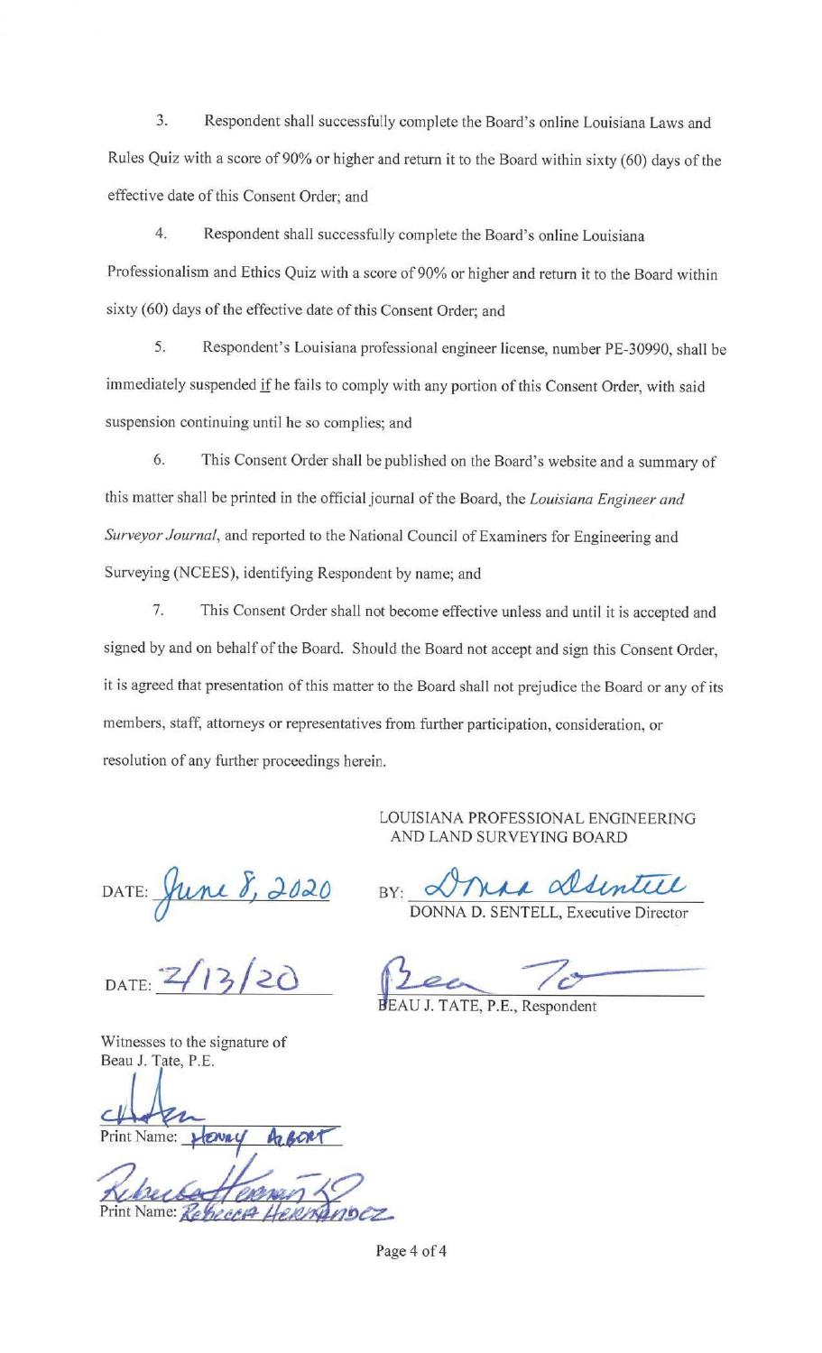3. Respondent shall successfully complete the Board's online Louisiana Laws and Rules Quiz with a score of 90% or higher and return it to the Board within sixty (60) days of the effective date of this Consent Order; and

4. Respondent shall successfully complete the Board's online Louisiana Professionalism and Ethics Quiz with a score of 90% or higher and return it to the Board within sixty (60) days of the effective date of this Consent Order; and

5. Respondent's Louisiana professional engineer license, number PE-30990, shall be immediately suspended if he fails to comply with any portion of this Consent Order, with said suspension continuing until he so complies; and

6. This Consent Order shall be published on the Board's website and a summary of this matter shall be printed in the official journal of the Board, the *Louisiana Engineer and Surveyor Journal*, and reported to the National Council of Examiners for Engineering and Surveying (NCEES), identifying Respondent by name; and

7. This Consent Order shall not become effective unless and until it is accepted and signed by and on behalf of the Board. Should the Board not accept and sign this Consent Order, it is agreed that presentation of this matter to the Board shall not prejudice the Board or any of its members, staff, attorneys or representatives from further participation, consideration, or resolution of any further proceedings herein.

LOUISIANA PROFESSIONAL ENGINEERING AND LAND SURVEYING BOARD

DATE: June 8, 2020

BY: Donna Sentell
DONNA D. SENTELL, Executive Director

DATE: 2/13/20

Beau Tate
BEAU J. TATE, P.E., Respondent

Witnesses to the signature of Beau J. Tate, P.E.

Print Name: Henry Abort

Print Name: Rebecca Hernandez